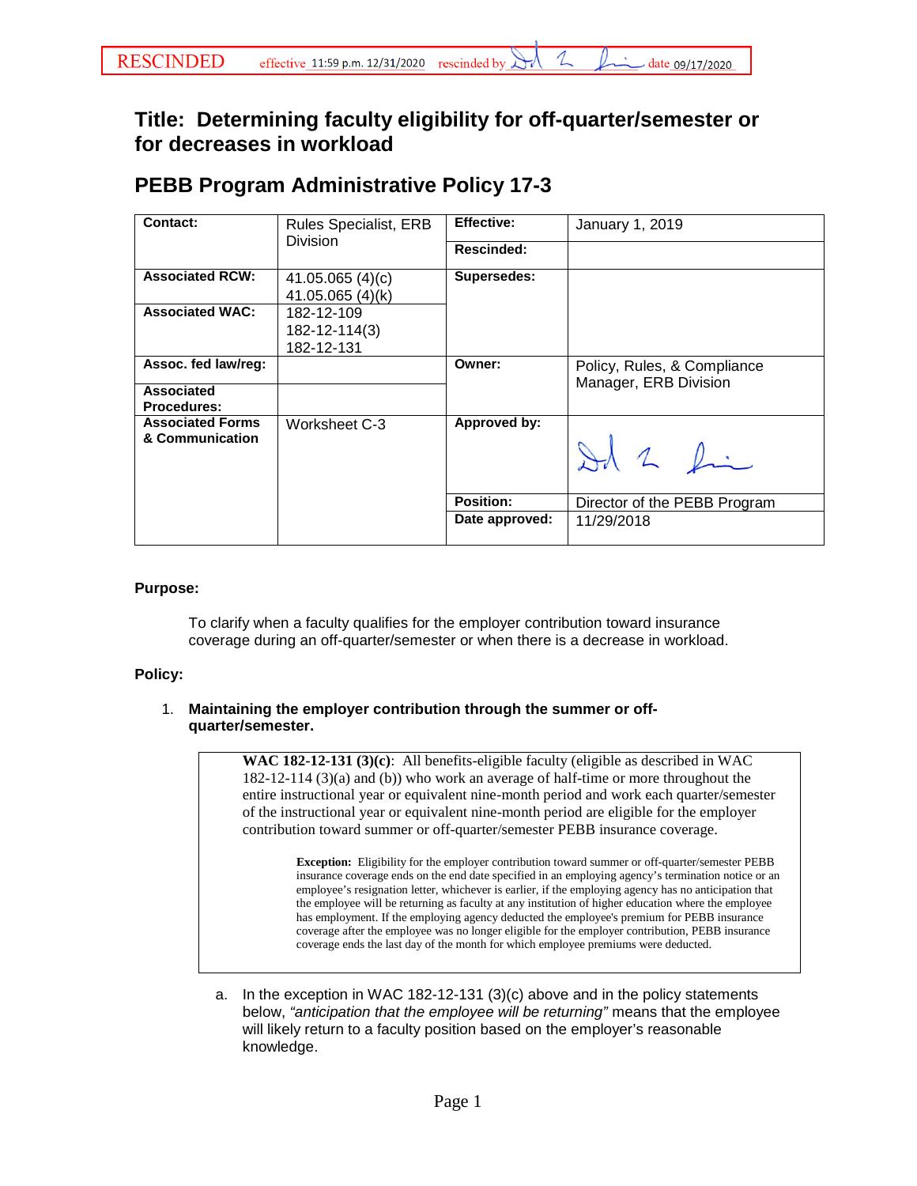RESCINDED effective 11:59 p.m. 12/31/2020 rescinded by [signature] date 09/17/2020

# Title: Determining faculty eligibility for off-quarter/semester or for decreases in workload

## PEBB Program Administrative Policy 17-3

| | | | |
|---|---|---|---|
| **Contact:** | Rules Specialist, ERB Division | **Effective:** | January 1, 2019 |
| | | **Rescinded:** | |
| **Associated RCW:** | 41.05.065 (4)(c)<br>41.05.065 (4)(k) | **Supersedes:** | |
| **Associated WAC:** | 182-12-109<br>182-12-114(3)<br>182-12-131 | | |
| **Assoc. fed law/reg:** | | **Owner:** | Policy, Rules, & Compliance Manager, ERB Division |
| **Associated Procedures:** | | | |
| **Associated Forms & Communication** | Worksheet C-3 | **Approved by:** | [signature] |
| | | **Position:** | Director of the PEBB Program |
| | | **Date approved:** | 11/29/2018 |

**Purpose:**

To clarify when a faculty qualifies for the employer contribution toward insurance coverage during an off-quarter/semester or when there is a decrease in workload.

**Policy:**

1. **Maintaining the employer contribution through the summer or off-quarter/semester.**

> **WAC 182-12-131 (3)(c)**: All benefits-eligible faculty (eligible as described in WAC 182-12-114 (3)(a) and (b)) who work an average of half-time or more throughout the entire instructional year or equivalent nine-month period and work each quarter/semester of the instructional year or equivalent nine-month period are eligible for the employer contribution toward summer or off-quarter/semester PEBB insurance coverage.
>
> **Exception:** Eligibility for the employer contribution toward summer or off-quarter/semester PEBB insurance coverage ends on the end date specified in an employing agency's termination notice or an employee's resignation letter, whichever is earlier, if the employing agency has no anticipation that the employee will be returning as faculty at any institution of higher education where the employee has employment. If the employing agency deducted the employee's premium for PEBB insurance coverage after the employee was no longer eligible for the employer contribution, PEBB insurance coverage ends the last day of the month for which employee premiums were deducted.

   a. In the exception in WAC 182-12-131 (3)(c) above and in the policy statements below, *"anticipation that the employee will be returning"* means that the employee will likely return to a faculty position based on the employer's reasonable knowledge.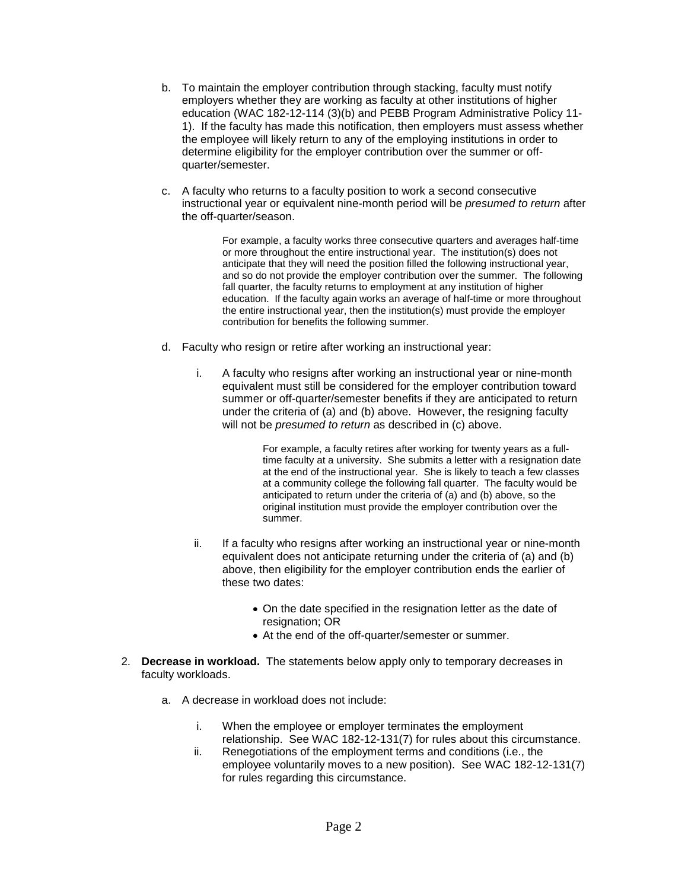b. To maintain the employer contribution through stacking, faculty must notify employers whether they are working as faculty at other institutions of higher education (WAC 182-12-114 (3)(b) and PEBB Program Administrative Policy 11-1). If the faculty has made this notification, then employers must assess whether the employee will likely return to any of the employing institutions in order to determine eligibility for the employer contribution over the summer or off-quarter/semester.

c. A faculty who returns to a faculty position to work a second consecutive instructional year or equivalent nine-month period will be *presumed to return* after the off-quarter/season.

> For example, a faculty works three consecutive quarters and averages half-time or more throughout the entire instructional year. The institution(s) does not anticipate that they will need the position filled the following instructional year, and so do not provide the employer contribution over the summer. The following fall quarter, the faculty returns to employment at any institution of higher education. If the faculty again works an average of half-time or more throughout the entire instructional year, then the institution(s) must provide the employer contribution for benefits the following summer.

d. Faculty who resign or retire after working an instructional year:

   i. A faculty who resigns after working an instructional year or nine-month equivalent must still be considered for the employer contribution toward summer or off-quarter/semester benefits if they are anticipated to return under the criteria of (a) and (b) above. However, the resigning faculty will not be *presumed to return* as described in (c) above.

   > For example, a faculty retires after working for twenty years as a full-time faculty at a university. She submits a letter with a resignation date at the end of the instructional year. She is likely to teach a few classes at a community college the following fall quarter. The faculty would be anticipated to return under the criteria of (a) and (b) above, so the original institution must provide the employer contribution over the summer.

   ii. If a faculty who resigns after working an instructional year or nine-month equivalent does not anticipate returning under the criteria of (a) and (b) above, then eligibility for the employer contribution ends the earlier of these two dates:

   - On the date specified in the resignation letter as the date of resignation; OR
   - At the end of the off-quarter/semester or summer.

2. **Decrease in workload.** The statements below apply only to temporary decreases in faculty workloads.

   a. A decrease in workload does not include:

      i. When the employee or employer terminates the employment relationship. See WAC 182-12-131(7) for rules about this circumstance.

      ii. Renegotiations of the employment terms and conditions (i.e., the employee voluntarily moves to a new position). See WAC 182-12-131(7) for rules regarding this circumstance.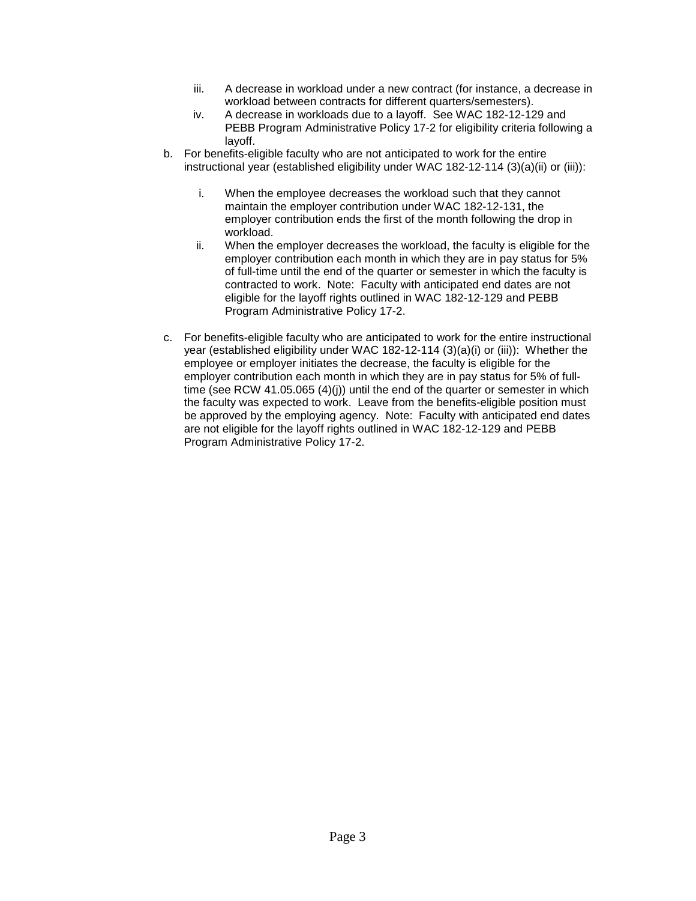iii. A decrease in workload under a new contract (for instance, a decrease in workload between contracts for different quarters/semesters).
   iv. A decrease in workloads due to a layoff. See WAC 182-12-129 and PEBB Program Administrative Policy 17-2 for eligibility criteria following a layoff.

b. For benefits-eligible faculty who are not anticipated to work for the entire instructional year (established eligibility under WAC 182-12-114 (3)(a)(ii) or (iii)):

   i. When the employee decreases the workload such that they cannot maintain the employer contribution under WAC 182-12-131, the employer contribution ends the first of the month following the drop in workload.
   ii. When the employer decreases the workload, the faculty is eligible for the employer contribution each month in which they are in pay status for 5% of full-time until the end of the quarter or semester in which the faculty is contracted to work. Note: Faculty with anticipated end dates are not eligible for the layoff rights outlined in WAC 182-12-129 and PEBB Program Administrative Policy 17-2.

c. For benefits-eligible faculty who are anticipated to work for the entire instructional year (established eligibility under WAC 182-12-114 (3)(a)(i) or (iii)): Whether the employee or employer initiates the decrease, the faculty is eligible for the employer contribution each month in which they are in pay status for 5% of full-time (see RCW 41.05.065 (4)(j)) until the end of the quarter or semester in which the faculty was expected to work. Leave from the benefits-eligible position must be approved by the employing agency. Note: Faculty with anticipated end dates are not eligible for the layoff rights outlined in WAC 182-12-129 and PEBB Program Administrative Policy 17-2.